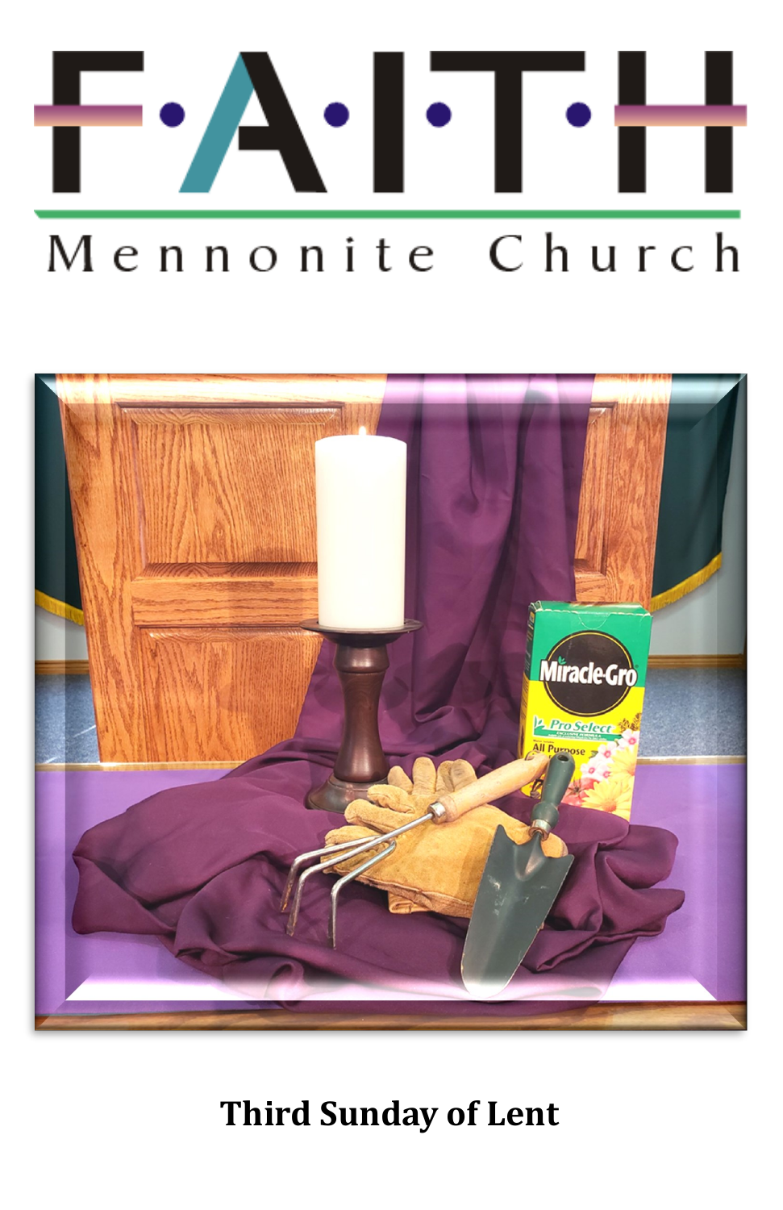# F·A·I·T·H

## Mennonite Church

**Third Sunday of Lent**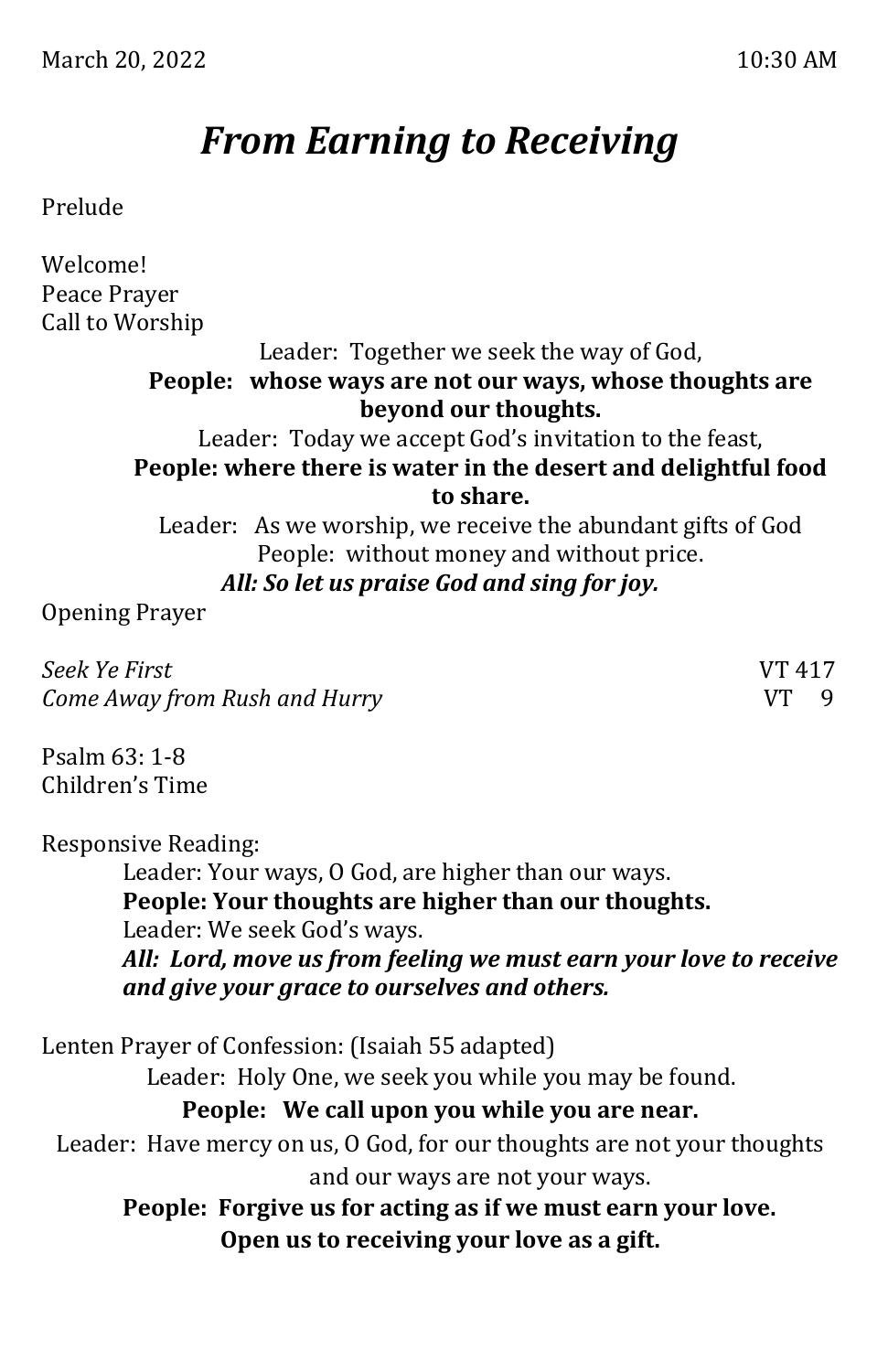March 20, 2022 10:30 AM

# *From Earning to Receiving*

Prelude

Welcome!
Peace Prayer
Call to Worship

Leader: Together we seek the way of God,
**People: whose ways are not our ways, whose thoughts are beyond our thoughts.**
Leader: Today we accept God's invitation to the feast,
**People: where there is water in the desert and delightful food to share.**
Leader: As we worship, we receive the abundant gifts of God
People: without money and without price.
***All: So let us praise God and sing for joy.***

Opening Prayer

*Seek Ye First* VT 417
*Come Away from Rush and Hurry* VT 9

Psalm 63: 1-8
Children's Time

Responsive Reading:

Leader: Your ways, O God, are higher than our ways.
**People: Your thoughts are higher than our thoughts.**
Leader: We seek God's ways.
***All: Lord, move us from feeling we must earn your love to receive and give your grace to ourselves and others.***

Lenten Prayer of Confession: (Isaiah 55 adapted)

Leader: Holy One, we seek you while you may be found.
**People: We call upon you while you are near.**
Leader: Have mercy on us, O God, for our thoughts are not your thoughts and our ways are not your ways.
**People: Forgive us for acting as if we must earn your love. Open us to receiving your love as a gift.**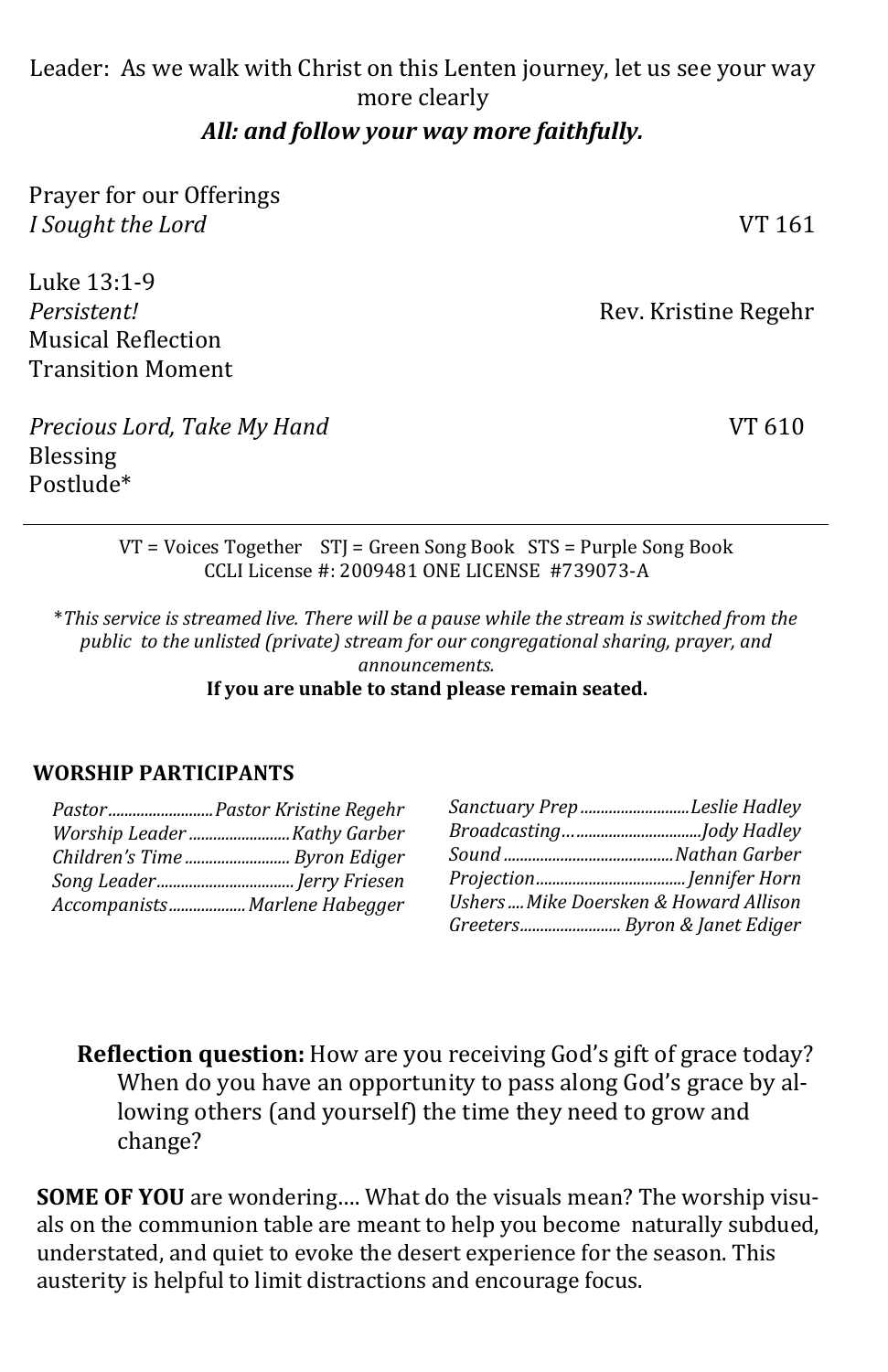Leader: As we walk with Christ on this Lenten journey, let us see your way more clearly

***All: and follow your way more faithfully.***

Prayer for our Offerings
*I Sought the Lord* VT 161

Luke 13:1-9
*Persistent!* Rev. Kristine Regehr
Musical Reflection
Transition Moment

*Precious Lord, Take My Hand* VT 610
Blessing
Postlude*

---

VT = Voices Together STJ = Green Song Book STS = Purple Song Book
CCLI License #: 2009481 ONE LICENSE #739073-A

**This service is streamed live. There will be a pause while the stream is switched from the public to the unlisted (private) stream for our congregational sharing, prayer, and announcements.*

**If you are unable to stand please remain seated.**

**WORSHIP PARTICIPANTS**

*Pastor.........................Pastor Kristine Regehr*
*Worship Leader.........................Kathy Garber*
*Children's Time.........................Byron Ediger*
*Song Leader.........................Jerry Friesen*
*Accompanists.........................Marlene Habegger*
*Sanctuary Prep.........................Leslie Hadley*
*Broadcasting….........................Jody Hadley*
*Sound.........................Nathan Garber*
*Projection.........................Jennifer Horn*
*Ushers....Mike Doersken & Howard Allison*
*Greeters......................... Byron & Janet Ediger*

**Reflection question:** How are you receiving God's gift of grace today? When do you have an opportunity to pass along God's grace by allowing others (and yourself) the time they need to grow and change?

**SOME OF YOU** are wondering…. What do the visuals mean? The worship visuals on the communion table are meant to help you become naturally subdued, understated, and quiet to evoke the desert experience for the season. This austerity is helpful to limit distractions and encourage focus.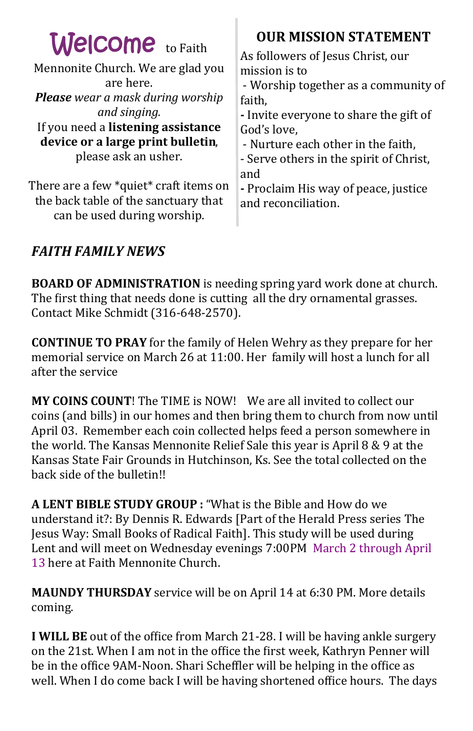# Welcome to Faith

Mennonite Church. We are glad you are here.

***Please*** *wear a mask during worship and singing.*

If you need a **listening assistance device or a large print bulletin**, please ask an usher.

There are a few *quiet* craft items on the back table of the sanctuary that can be used during worship.

## OUR MISSION STATEMENT

As followers of Jesus Christ, our mission is to

- Worship together as a community of faith,
- Invite everyone to share the gift of God's love,
- Nurture each other in the faith,
- Serve others in the spirit of Christ, and
- Proclaim His way of peace, justice and reconciliation.

## *FAITH FAMILY NEWS*

**BOARD OF ADMINISTRATION** is needing spring yard work done at church. The first thing that needs done is cutting all the dry ornamental grasses. Contact Mike Schmidt (316-648-2570).

**CONTINUE TO PRAY** for the family of Helen Wehry as they prepare for her memorial service on March 26 at 11:00. Her family will host a lunch for all after the service

**MY COINS COUNT**! The TIME is NOW! We are all invited to collect our coins (and bills) in our homes and then bring them to church from now until April 03. Remember each coin collected helps feed a person somewhere in the world. The Kansas Mennonite Relief Sale this year is April 8 & 9 at the Kansas State Fair Grounds in Hutchinson, Ks. See the total collected on the back side of the bulletin!!

**A LENT BIBLE STUDY GROUP :** "What is the Bible and How do we understand it?: By Dennis R. Edwards [Part of the Herald Press series The Jesus Way: Small Books of Radical Faith]. This study will be used during Lent and will meet on Wednesday evenings 7:00PM March 2 through April 13 here at Faith Mennonite Church.

**MAUNDY THURSDAY** service will be on April 14 at 6:30 PM. More details coming.

**I WILL BE** out of the office from March 21-28. I will be having ankle surgery on the 21st. When I am not in the office the first week, Kathryn Penner will be in the office 9AM-Noon. Shari Scheffler will be helping in the office as well. When I do come back I will be having shortened office hours. The days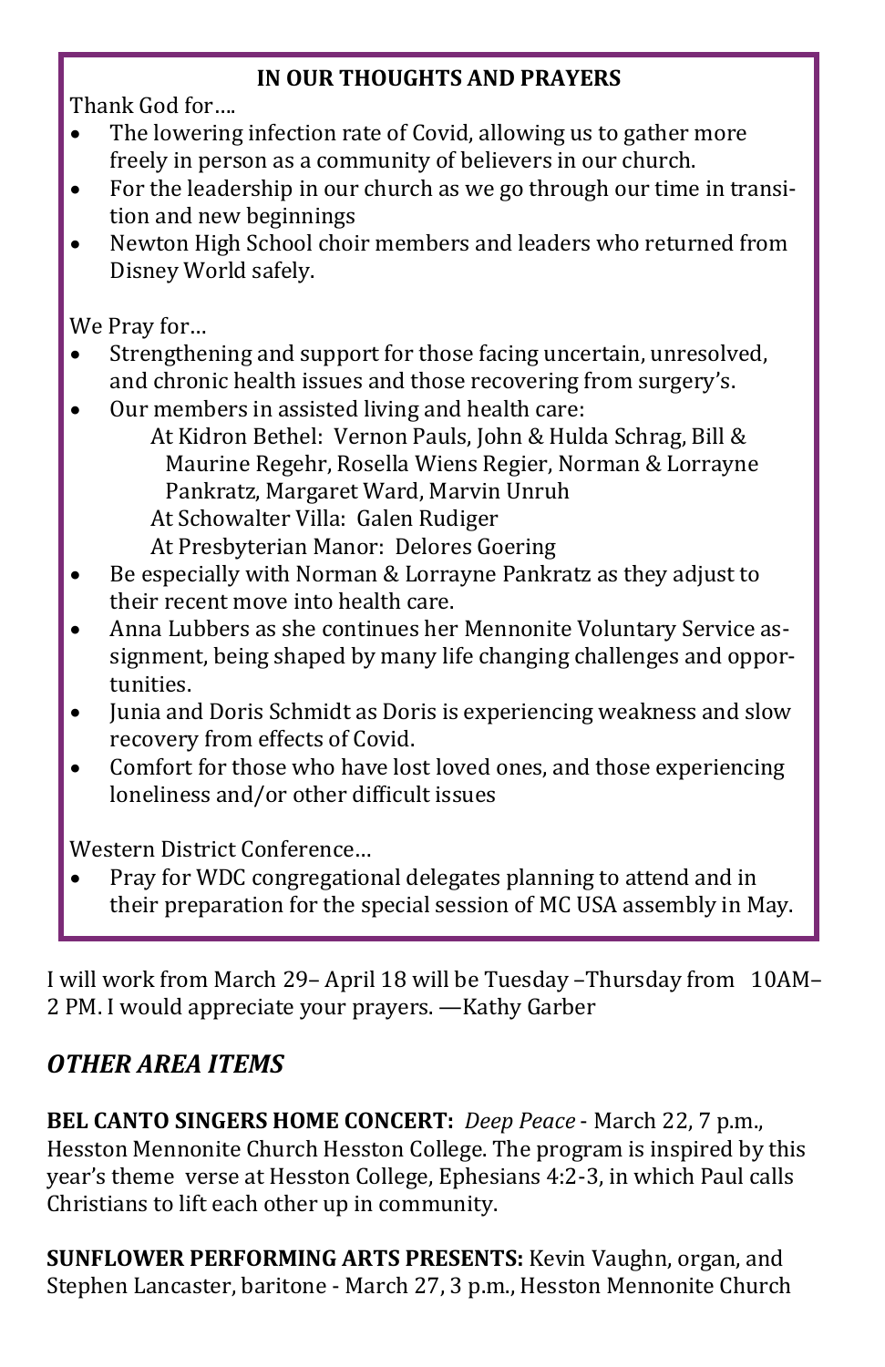## IN OUR THOUGHTS AND PRAYERS

Thank God for….

- The lowering infection rate of Covid, allowing us to gather more freely in person as a community of believers in our church.
- For the leadership in our church as we go through our time in transition and new beginnings
- Newton High School choir members and leaders who returned from Disney World safely.

We Pray for…

- Strengthening and support for those facing uncertain, unresolved, and chronic health issues and those recovering from surgery's.
- Our members in assisted living and health care:
  - At Kidron Bethel: Vernon Pauls, John & Hulda Schrag, Bill & Maurine Regehr, Rosella Wiens Regier, Norman & Lorrayne Pankratz, Margaret Ward, Marvin Unruh
  - At Schowalter Villa: Galen Rudiger
  - At Presbyterian Manor: Delores Goering
- Be especially with Norman & Lorrayne Pankratz as they adjust to their recent move into health care.
- Anna Lubbers as she continues her Mennonite Voluntary Service assignment, being shaped by many life changing challenges and opportunities.
- Junia and Doris Schmidt as Doris is experiencing weakness and slow recovery from effects of Covid.
- Comfort for those who have lost loved ones, and those experiencing loneliness and/or other difficult issues

Western District Conference…

- Pray for WDC congregational delegates planning to attend and in their preparation for the special session of MC USA assembly in May.

I will work from March 29– April 18 will be Tuesday –Thursday from 10AM– 2 PM. I would appreciate your prayers. —Kathy Garber

## *OTHER AREA ITEMS*

**BEL CANTO SINGERS HOME CONCERT:** *Deep Peace* - March 22, 7 p.m., Hesston Mennonite Church Hesston College. The program is inspired by this year's theme verse at Hesston College, Ephesians 4:2-3, in which Paul calls Christians to lift each other up in community.

**SUNFLOWER PERFORMING ARTS PRESENTS:** Kevin Vaughn, organ, and Stephen Lancaster, baritone - March 27, 3 p.m., Hesston Mennonite Church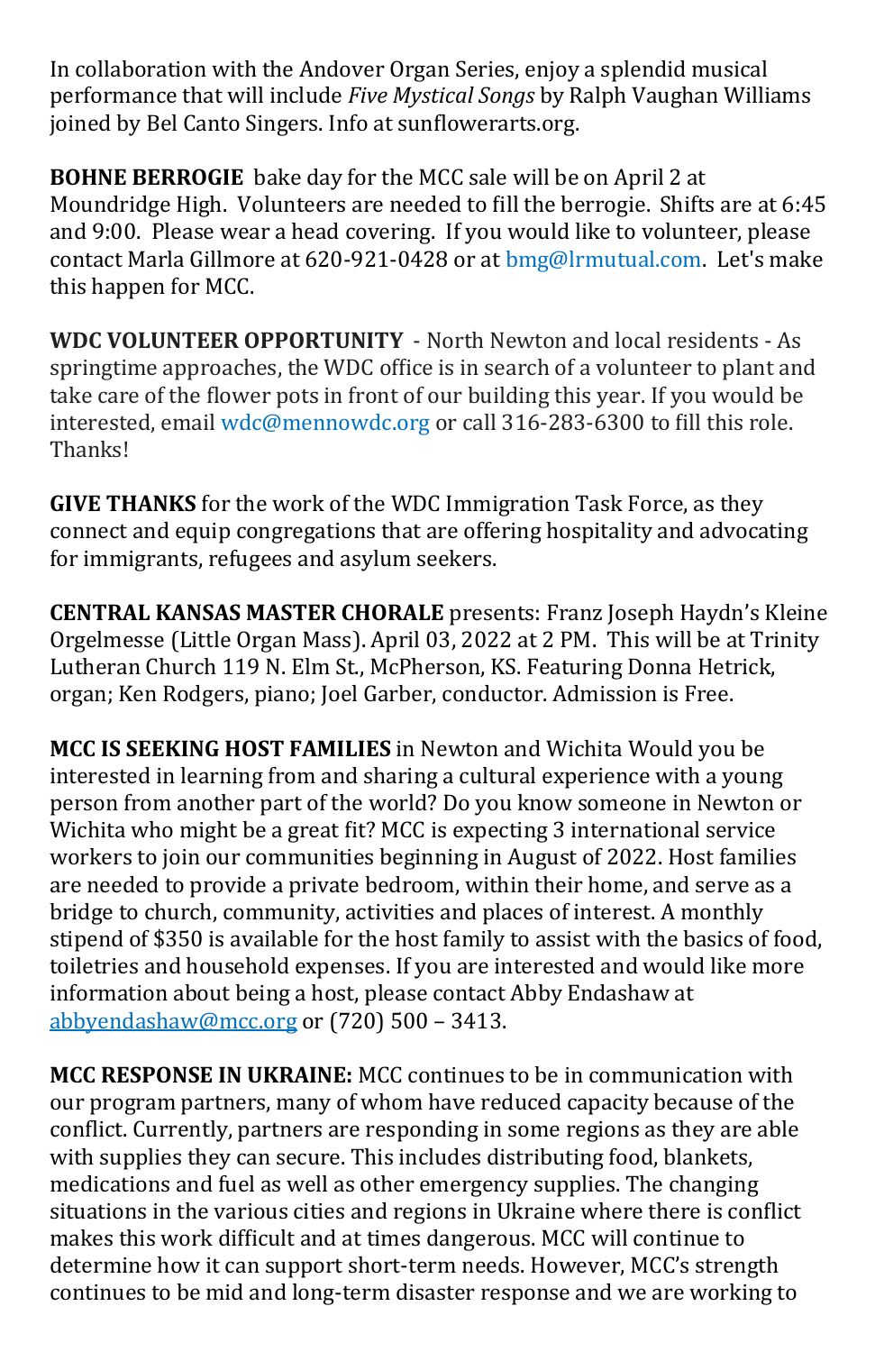In collaboration with the Andover Organ Series, enjoy a splendid musical performance that will include *Five Mystical Songs* by Ralph Vaughan Williams joined by Bel Canto Singers. Info at sunflowerarts.org.

**BOHNE BERROGIE** bake day for the MCC sale will be on April 2 at Moundridge High. Volunteers are needed to fill the berrogie. Shifts are at 6:45 and 9:00. Please wear a head covering. If you would like to volunteer, please contact Marla Gillmore at 620-921-0428 or at bmg@lrmutual.com. Let's make this happen for MCC.

**WDC VOLUNTEER OPPORTUNITY** - North Newton and local residents - As springtime approaches, the WDC office is in search of a volunteer to plant and take care of the flower pots in front of our building this year. If you would be interested, email wdc@mennowdc.org or call 316-283-6300 to fill this role. Thanks!

**GIVE THANKS** for the work of the WDC Immigration Task Force, as they connect and equip congregations that are offering hospitality and advocating for immigrants, refugees and asylum seekers.

**CENTRAL KANSAS MASTER CHORALE** presents: Franz Joseph Haydn's Kleine Orgelmesse (Little Organ Mass). April 03, 2022 at 2 PM. This will be at Trinity Lutheran Church 119 N. Elm St., McPherson, KS. Featuring Donna Hetrick, organ; Ken Rodgers, piano; Joel Garber, conductor. Admission is Free.

**MCC IS SEEKING HOST FAMILIES** in Newton and Wichita Would you be interested in learning from and sharing a cultural experience with a young person from another part of the world? Do you know someone in Newton or Wichita who might be a great fit? MCC is expecting 3 international service workers to join our communities beginning in August of 2022. Host families are needed to provide a private bedroom, within their home, and serve as a bridge to church, community, activities and places of interest. A monthly stipend of $350 is available for the host family to assist with the basics of food, toiletries and household expenses. If you are interested and would like more information about being a host, please contact Abby Endashaw at abbyendashaw@mcc.org or (720) 500 – 3413.

**MCC RESPONSE IN UKRAINE:** MCC continues to be in communication with our program partners, many of whom have reduced capacity because of the conflict. Currently, partners are responding in some regions as they are able with supplies they can secure. This includes distributing food, blankets, medications and fuel as well as other emergency supplies. The changing situations in the various cities and regions in Ukraine where there is conflict makes this work difficult and at times dangerous. MCC will continue to determine how it can support short-term needs. However, MCC's strength continues to be mid and long-term disaster response and we are working to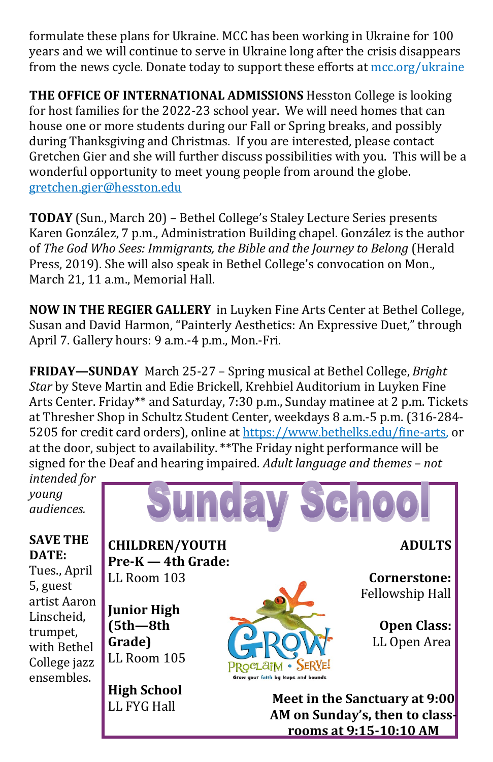formulate these plans for Ukraine. MCC has been working in Ukraine for 100 years and we will continue to serve in Ukraine long after the crisis disappears from the news cycle. Donate today to support these efforts at mcc.org/ukraine

**THE OFFICE OF INTERNATIONAL ADMISSIONS** Hesston College is looking for host families for the 2022-23 school year. We will need homes that can house one or more students during our Fall or Spring breaks, and possibly during Thanksgiving and Christmas. If you are interested, please contact Gretchen Gier and she will further discuss possibilities with you. This will be a wonderful opportunity to meet young people from around the globe. gretchen.gier@hesston.edu

**TODAY** (Sun., March 20) – Bethel College's Staley Lecture Series presents Karen González, 7 p.m., Administration Building chapel. González is the author of *The God Who Sees: Immigrants, the Bible and the Journey to Belong* (Herald Press, 2019). She will also speak in Bethel College's convocation on Mon., March 21, 11 a.m., Memorial Hall.

**NOW IN THE REGIER GALLERY** in Luyken Fine Arts Center at Bethel College, Susan and David Harmon, "Painterly Aesthetics: An Expressive Duet," through April 7. Gallery hours: 9 a.m.-4 p.m., Mon.-Fri.

**FRIDAY—SUNDAY** March 25-27 – Spring musical at Bethel College, *Bright Star* by Steve Martin and Edie Brickell, Krehbiel Auditorium in Luyken Fine Arts Center. Friday** and Saturday, 7:30 p.m., Sunday matinee at 2 p.m. Tickets at Thresher Shop in Schultz Student Center, weekdays 8 a.m.-5 p.m. (316-284-5205 for credit card orders), online at https://www.bethelks.edu/fine-arts, or at the door, subject to availability. **The Friday night performance will be signed for the Deaf and hearing impaired. *Adult language and themes – not intended for young audiences.*

**SAVE THE DATE:** Tues., April 5, guest artist Aaron Linscheid, trumpet, with Bethel College jazz ensembles.

# Sunday School

**CHILDREN/YOUTH**

**Pre-K — 4th Grade:**
LL Room 103

**Junior High (5th—8th Grade)**
LL Room 105

**High School**
LL FYG Hall

GROW PROCLAIM • SERVE! Grow your faith by leaps and bounds

**ADULTS**

**Cornerstone:**
Fellowship Hall

**Open Class:**
LL Open Area

**Meet in the Sanctuary at 9:00 AM on Sunday's, then to classrooms at 9:15-10:10 AM**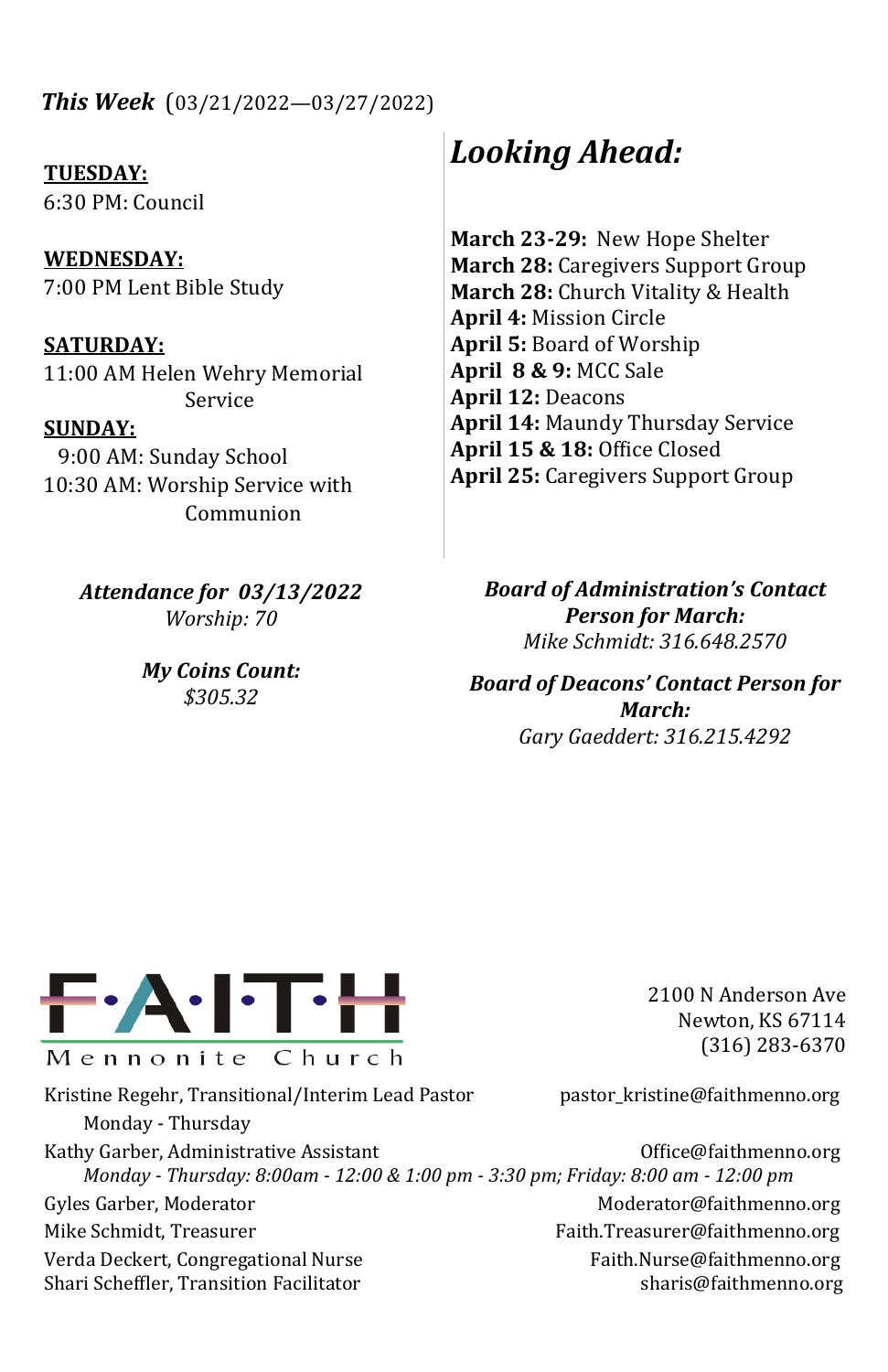***This Week*** (03/21/2022—03/27/2022)

**TUESDAY:**
6:30 PM: Council

**WEDNESDAY:**
7:00 PM Lent Bible Study

**SATURDAY:**
11:00 AM Helen Wehry Memorial Service

**SUNDAY:**
9:00 AM: Sunday School
10:30 AM: Worship Service with Communion

## *Looking Ahead:*

**March 23-29:** New Hope Shelter
**March 28:** Caregivers Support Group
**March 28:** Church Vitality & Health
**April 4:** Mission Circle
**April 5:** Board of Worship
**April 8 & 9:** MCC Sale
**April 12:** Deacons
**April 14:** Maundy Thursday Service
**April 15 & 18:** Office Closed
**April 25:** Caregivers Support Group

***Attendance for 03/13/2022***
*Worship: 70*

***My Coins Count:***
*$305.32*

***Board of Administration's Contact Person for March:***
*Mike Schmidt: 316.648.2570*

***Board of Deacons' Contact Person for March:***
*Gary Gaeddert: 316.215.4292*

FAITH Mennonite Church

2100 N Anderson Ave
Newton, KS 67114
(316) 283-6370

Kristine Regehr, Transitional/Interim Lead Pastor — pastor_kristine@faithmenno.org
Monday - Thursday

Kathy Garber, Administrative Assistant — Office@faithmenno.org
*Monday - Thursday: 8:00am - 12:00 & 1:00 pm - 3:30 pm; Friday: 8:00 am - 12:00 pm*

Gyles Garber, Moderator — Moderator@faithmenno.org

Mike Schmidt, Treasurer — Faith.Treasurer@faithmenno.org

Verda Deckert, Congregational Nurse — Faith.Nurse@faithmenno.org

Shari Scheffler, Transition Facilitator — sharis@faithmenno.org